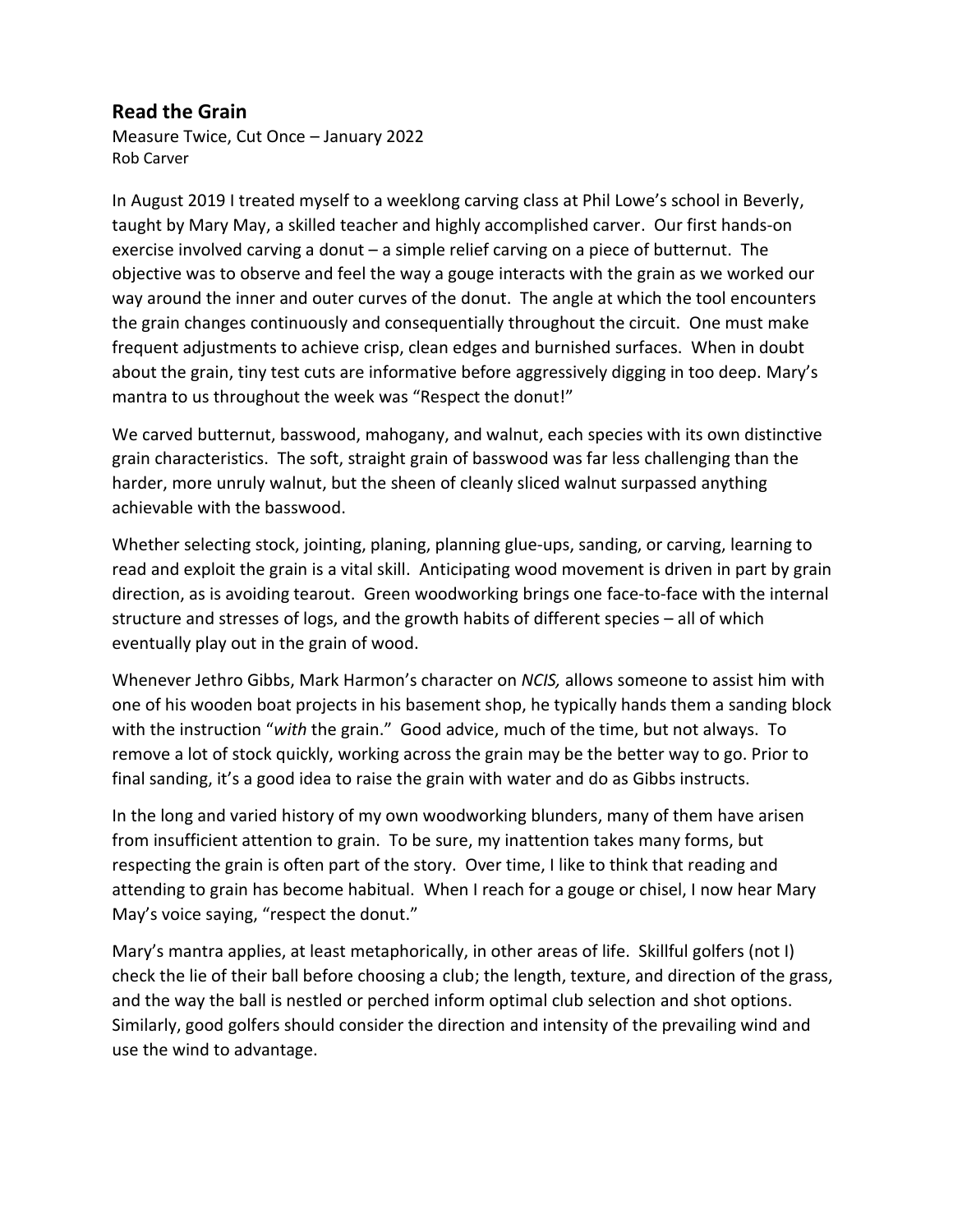## Read the Grain

Measure Twice, Cut Once – January 2022
Rob Carver

In August 2019 I treated myself to a weeklong carving class at Phil Lowe's school in Beverly, taught by Mary May, a skilled teacher and highly accomplished carver. Our first hands-on exercise involved carving a donut – a simple relief carving on a piece of butternut. The objective was to observe and feel the way a gouge interacts with the grain as we worked our way around the inner and outer curves of the donut. The angle at which the tool encounters the grain changes continuously and consequentially throughout the circuit. One must make frequent adjustments to achieve crisp, clean edges and burnished surfaces. When in doubt about the grain, tiny test cuts are informative before aggressively digging in too deep. Mary's mantra to us throughout the week was "Respect the donut!"

We carved butternut, basswood, mahogany, and walnut, each species with its own distinctive grain characteristics. The soft, straight grain of basswood was far less challenging than the harder, more unruly walnut, but the sheen of cleanly sliced walnut surpassed anything achievable with the basswood.

Whether selecting stock, jointing, planing, planning glue-ups, sanding, or carving, learning to read and exploit the grain is a vital skill. Anticipating wood movement is driven in part by grain direction, as is avoiding tearout. Green woodworking brings one face-to-face with the internal structure and stresses of logs, and the growth habits of different species – all of which eventually play out in the grain of wood.

Whenever Jethro Gibbs, Mark Harmon's character on *NCIS,* allows someone to assist him with one of his wooden boat projects in his basement shop, he typically hands them a sanding block with the instruction "*with* the grain." Good advice, much of the time, but not always. To remove a lot of stock quickly, working across the grain may be the better way to go. Prior to final sanding, it's a good idea to raise the grain with water and do as Gibbs instructs.

In the long and varied history of my own woodworking blunders, many of them have arisen from insufficient attention to grain. To be sure, my inattention takes many forms, but respecting the grain is often part of the story. Over time, I like to think that reading and attending to grain has become habitual. When I reach for a gouge or chisel, I now hear Mary May's voice saying, "respect the donut."

Mary's mantra applies, at least metaphorically, in other areas of life. Skillful golfers (not I) check the lie of their ball before choosing a club; the length, texture, and direction of the grass, and the way the ball is nestled or perched inform optimal club selection and shot options. Similarly, good golfers should consider the direction and intensity of the prevailing wind and use the wind to advantage.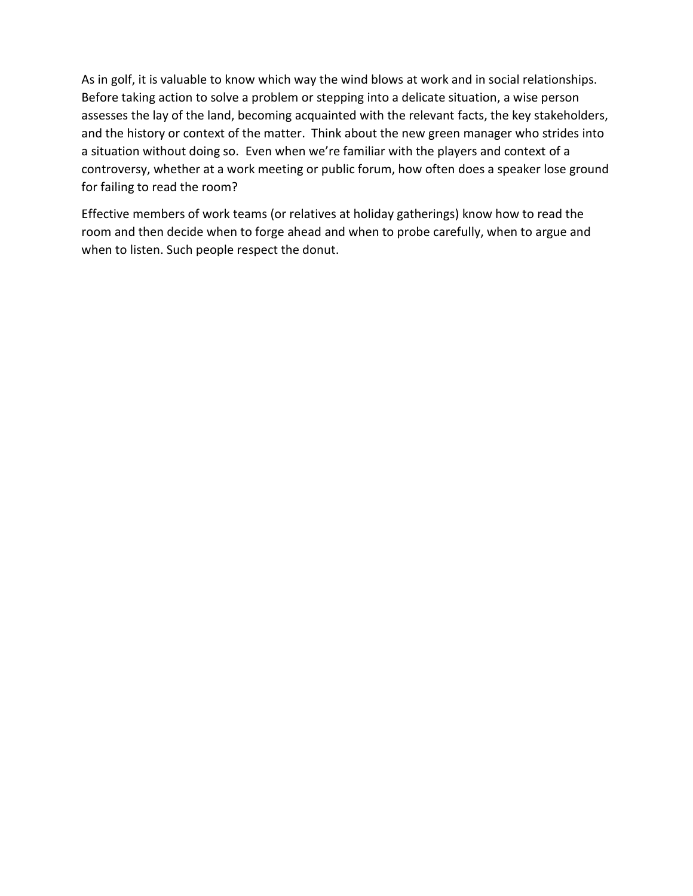As in golf, it is valuable to know which way the wind blows at work and in social relationships. Before taking action to solve a problem or stepping into a delicate situation, a wise person assesses the lay of the land, becoming acquainted with the relevant facts, the key stakeholders, and the history or context of the matter. Think about the new green manager who strides into a situation without doing so. Even when we're familiar with the players and context of a controversy, whether at a work meeting or public forum, how often does a speaker lose ground for failing to read the room?

Effective members of work teams (or relatives at holiday gatherings) know how to read the room and then decide when to forge ahead and when to probe carefully, when to argue and when to listen. Such people respect the donut.